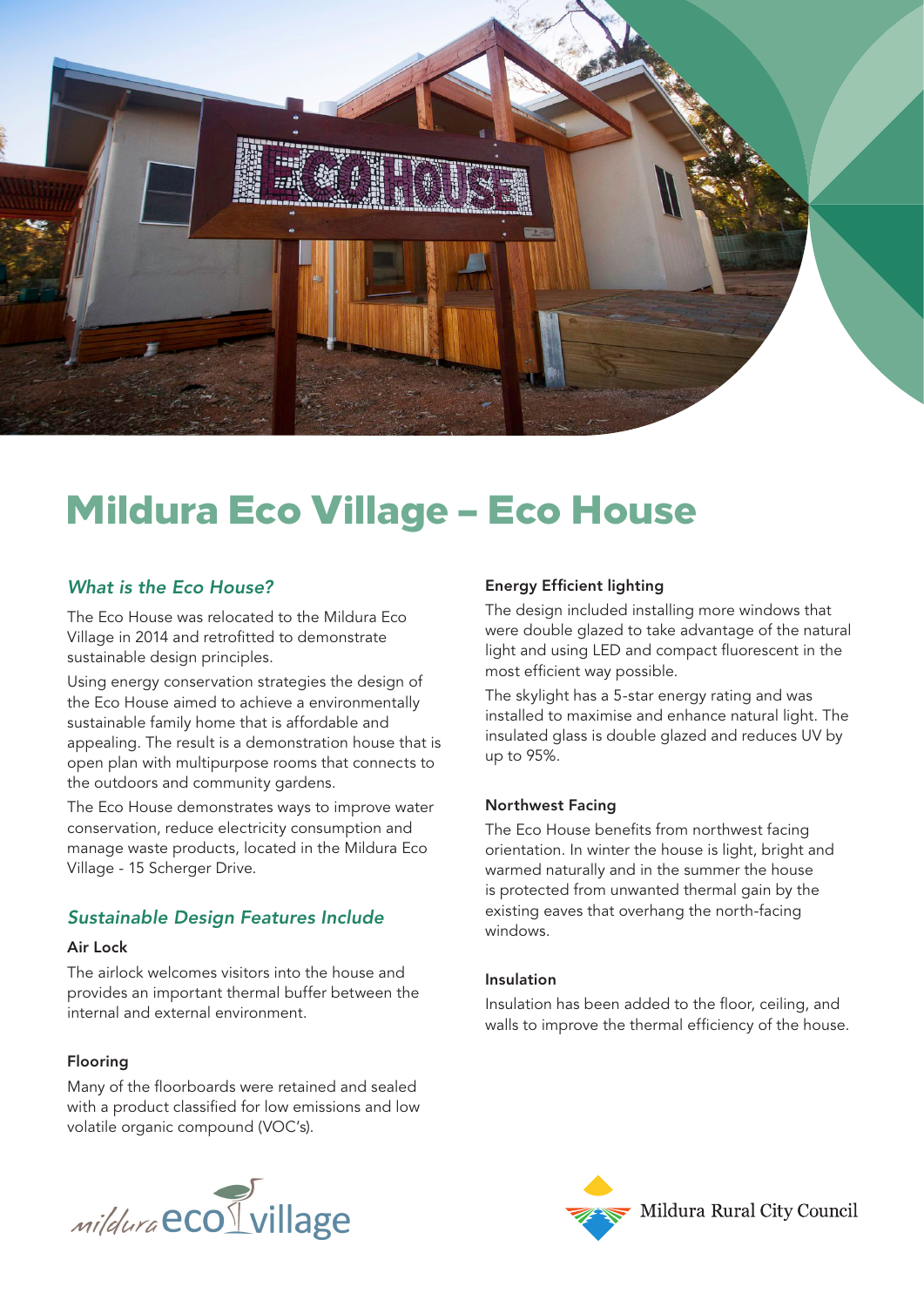# Mildura Eco Village – Eco House

## *What is the Eco House?*

The Eco House was relocated to the Mildura Eco Village in 2014 and retrofitted to demonstrate sustainable design principles.

Using energy conservation strategies the design of the Eco House aimed to achieve a environmentally sustainable family home that is affordable and appealing. The result is a demonstration house that is open plan with multipurpose rooms that connects to the outdoors and community gardens.

The Eco House demonstrates ways to improve water conservation, reduce electricity consumption and manage waste products, located in the Mildura Eco Village - 15 Scherger Drive.

## *Sustainable Design Features Include*

### Air Lock

The airlock welcomes visitors into the house and provides an important thermal buffer between the internal and external environment.

### Flooring

Many of the floorboards were retained and sealed with a product classified for low emissions and low volatile organic compound (VOC's).

### Energy Efficient lighting

The design included installing more windows that were double glazed to take advantage of the natural light and using LED and compact fluorescent in the most efficient way possible.

The skylight has a 5-star energy rating and was installed to maximise and enhance natural light. The insulated glass is double glazed and reduces UV by up to 95%.

### Northwest Facing

The Eco House benefits from northwest facing orientation. In winter the house is light, bright and warmed naturally and in the summer the house is protected from unwanted thermal gain by the existing eaves that overhang the north-facing windows.

### Insulation

Insulation has been added to the floor, ceiling, and walls to improve the thermal efficiency of the house.

mildura eco village

Mildura Rural City Council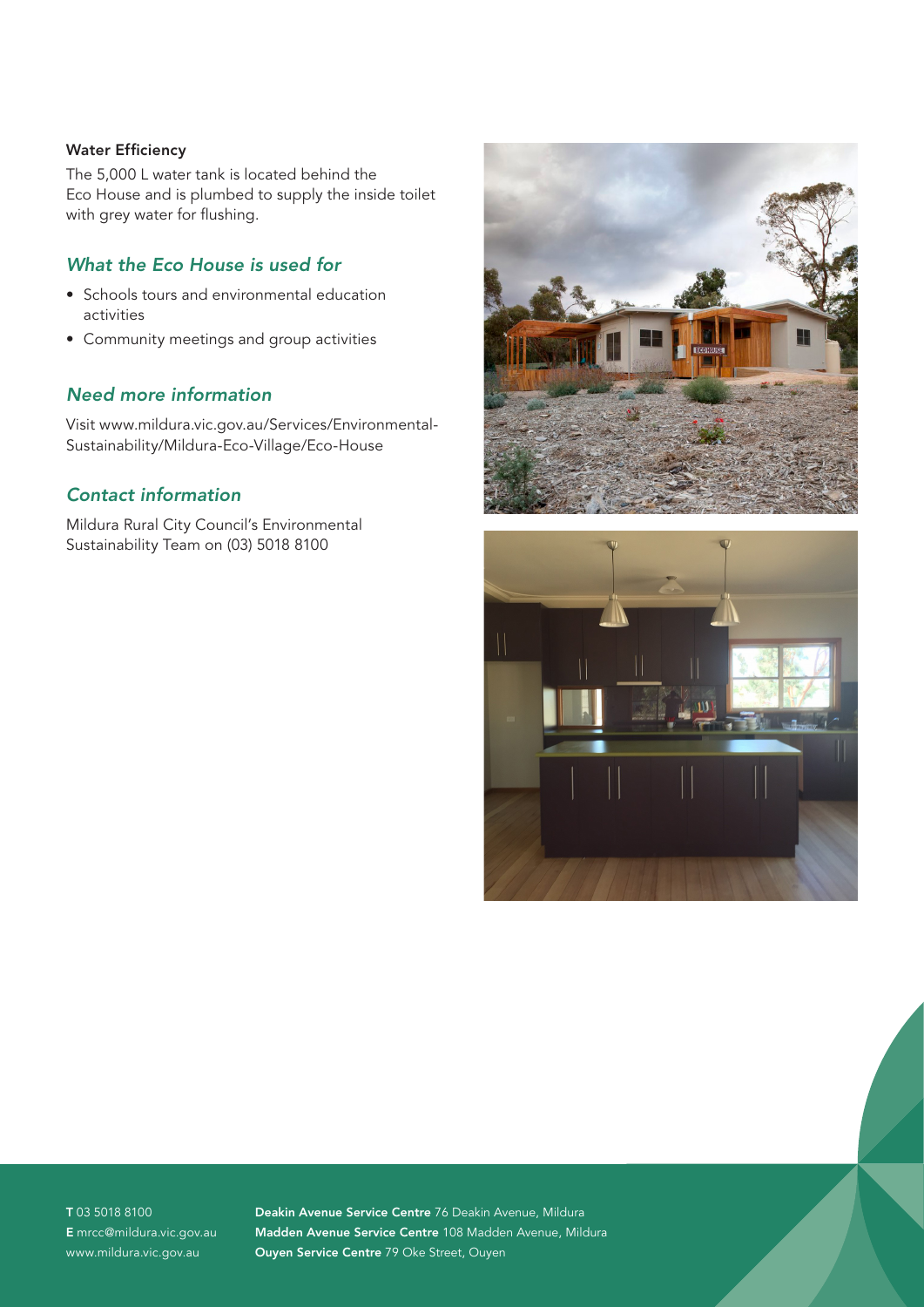**Water Efficiency**

The 5,000 L water tank is located behind the Eco House and is plumbed to supply the inside toilet with grey water for flushing.

## *What the Eco House is used for*

- Schools tours and environmental education activities
- Community meetings and group activities

## *Need more information*

Visit www.mildura.vic.gov.au/Services/Environmental-Sustainability/Mildura-Eco-Village/Eco-House

## *Contact information*

Mildura Rural City Council's Environmental Sustainability Team on (03) 5018 8100

**T** 03 5018 8100
**E** mrcc@mildura.vic.gov.au
www.mildura.vic.gov.au

**Deakin Avenue Service Centre** 76 Deakin Avenue, Mildura
**Madden Avenue Service Centre** 108 Madden Avenue, Mildura
**Ouyen Service Centre** 79 Oke Street, Ouyen